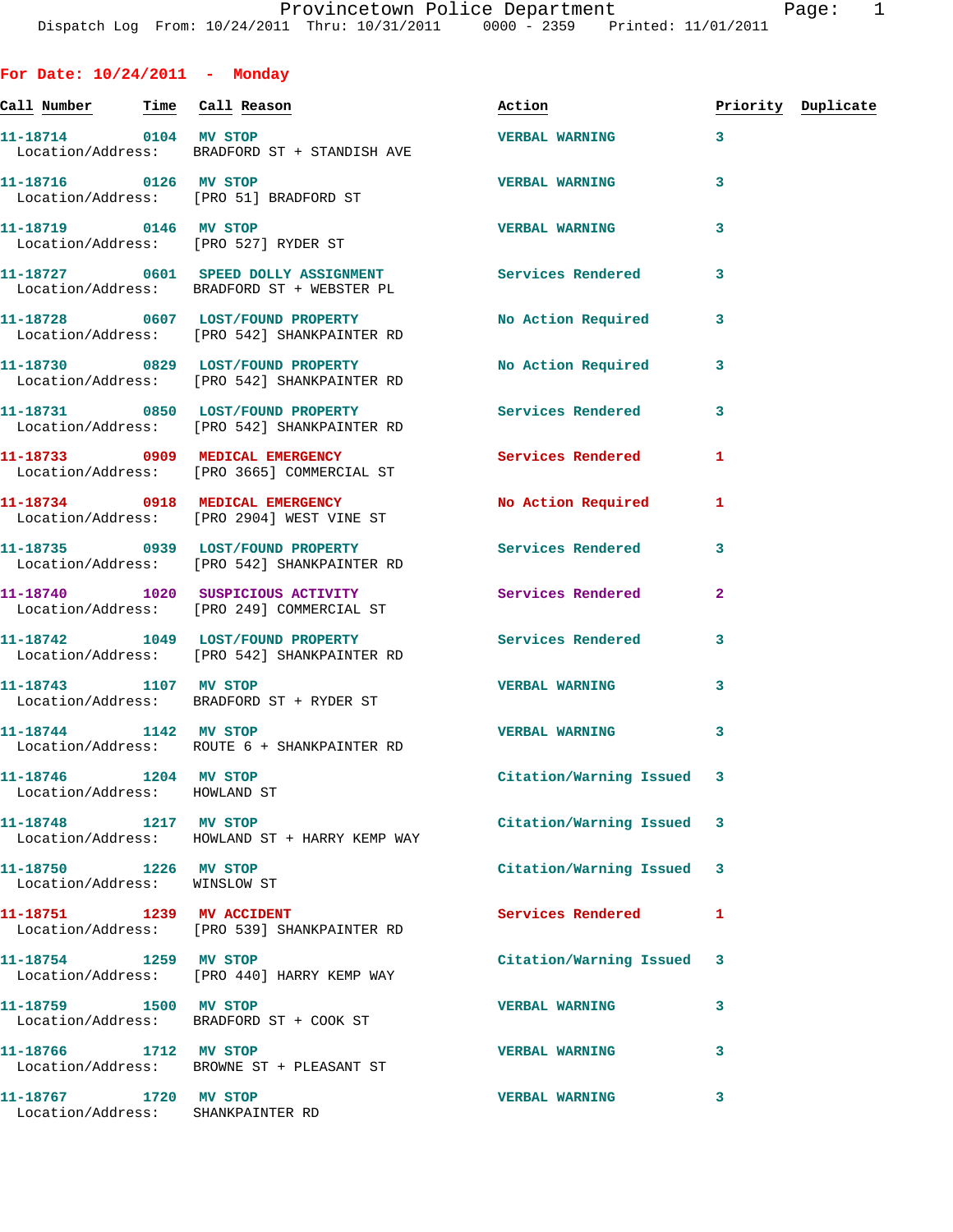Provincetown Police Department
Dispatch Log From: 10/24/2011 Thru: 10/31/2011 0000 - 2359 Printed: 11/01/2011

## For Date: 10/24/2011 - Monday

| Call Number | Time | Call Reason | Action | Priority | Duplicate |
|---|---|---|---|---|---|
| 11-18714 | 0104 | MV STOP | VERBAL WARNING | 3 | |
| Location/Address: | | BRADFORD ST + STANDISH AVE | | | |
| 11-18716 | 0126 | MV STOP | VERBAL WARNING | 3 | |
| Location/Address: | | [PRO 51] BRADFORD ST | | | |
| 11-18719 | 0146 | MV STOP | VERBAL WARNING | 3 | |
| Location/Address: | | [PRO 527] RYDER ST | | | |
| 11-18727 | 0601 | SPEED DOLLY ASSIGNMENT | Services Rendered | 3 | |
| Location/Address: | | BRADFORD ST + WEBSTER PL | | | |
| 11-18728 | 0607 | LOST/FOUND PROPERTY | No Action Required | 3 | |
| Location/Address: | | [PRO 542] SHANKPAINTER RD | | | |
| 11-18730 | 0829 | LOST/FOUND PROPERTY | No Action Required | 3 | |
| Location/Address: | | [PRO 542] SHANKPAINTER RD | | | |
| 11-18731 | 0850 | LOST/FOUND PROPERTY | Services Rendered | 3 | |
| Location/Address: | | [PRO 542] SHANKPAINTER RD | | | |
| 11-18733 | 0909 | MEDICAL EMERGENCY | Services Rendered | 1 | |
| Location/Address: | | [PRO 3665] COMMERCIAL ST | | | |
| 11-18734 | 0918 | MEDICAL EMERGENCY | No Action Required | 1 | |
| Location/Address: | | [PRO 2904] WEST VINE ST | | | |
| 11-18735 | 0939 | LOST/FOUND PROPERTY | Services Rendered | 3 | |
| Location/Address: | | [PRO 542] SHANKPAINTER RD | | | |
| 11-18740 | 1020 | SUSPICIOUS ACTIVITY | Services Rendered | 2 | |
| Location/Address: | | [PRO 249] COMMERCIAL ST | | | |
| 11-18742 | 1049 | LOST/FOUND PROPERTY | Services Rendered | 3 | |
| Location/Address: | | [PRO 542] SHANKPAINTER RD | | | |
| 11-18743 | 1107 | MV STOP | VERBAL WARNING | 3 | |
| Location/Address: | | BRADFORD ST + RYDER ST | | | |
| 11-18744 | 1142 | MV STOP | VERBAL WARNING | 3 | |
| Location/Address: | | ROUTE 6 + SHANKPAINTER RD | | | |
| 11-18746 | 1204 | MV STOP | Citation/Warning Issued | 3 | |
| Location/Address: | | HOWLAND ST | | | |
| 11-18748 | 1217 | MV STOP | Citation/Warning Issued | 3 | |
| Location/Address: | | HOWLAND ST + HARRY KEMP WAY | | | |
| 11-18750 | 1226 | MV STOP | Citation/Warning Issued | 3 | |
| Location/Address: | | WINSLOW ST | | | |
| 11-18751 | 1239 | MV ACCIDENT | Services Rendered | 1 | |
| Location/Address: | | [PRO 539] SHANKPAINTER RD | | | |
| 11-18754 | 1259 | MV STOP | Citation/Warning Issued | 3 | |
| Location/Address: | | [PRO 440] HARRY KEMP WAY | | | |
| 11-18759 | 1500 | MV STOP | VERBAL WARNING | 3 | |
| Location/Address: | | BRADFORD ST + COOK ST | | | |
| 11-18766 | 1712 | MV STOP | VERBAL WARNING | 3 | |
| Location/Address: | | BROWNE ST + PLEASANT ST | | | |
| 11-18767 | 1720 | MV STOP | VERBAL WARNING | 3 | |
| Location/Address: | | SHANKPAINTER RD | | | |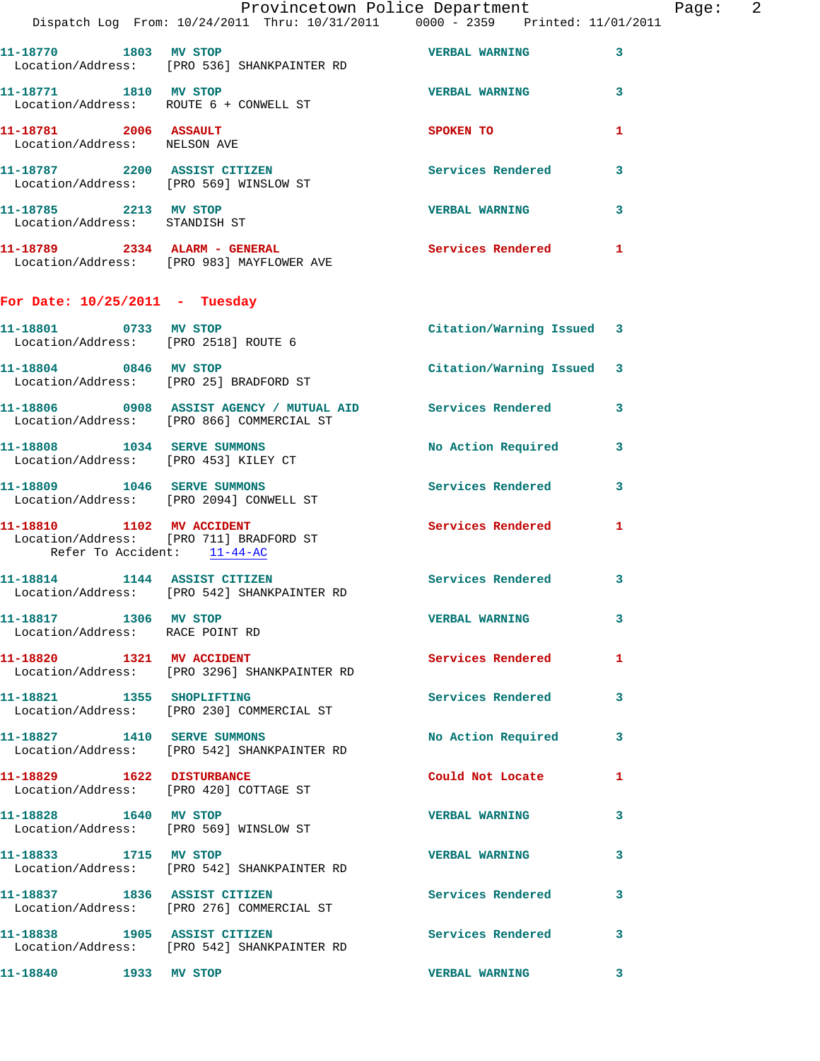11-18770 1803 MV STOP VERBAL WARNING 3
Location/Address: [PRO 536] SHANKPAINTER RD

11-18771 1810 MV STOP VERBAL WARNING 3
Location/Address: ROUTE 6 + CONWELL ST

11-18781 2006 ASSAULT SPOKEN TO 1
Location/Address: NELSON AVE

11-18787 2200 ASSIST CITIZEN Services Rendered 3
Location/Address: [PRO 569] WINSLOW ST

11-18785 2213 MV STOP VERBAL WARNING 3
Location/Address: STANDISH ST

11-18789 2334 ALARM - GENERAL Services Rendered 1
Location/Address: [PRO 983] MAYFLOWER AVE

## For Date: 10/25/2011 - Tuesday

11-18801 0733 MV STOP Citation/Warning Issued 3
Location/Address: [PRO 2518] ROUTE 6

11-18804 0846 MV STOP Citation/Warning Issued 3
Location/Address: [PRO 25] BRADFORD ST

11-18806 0908 ASSIST AGENCY / MUTUAL AID Services Rendered 3
Location/Address: [PRO 866] COMMERCIAL ST

11-18808 1034 SERVE SUMMONS No Action Required 3
Location/Address: [PRO 453] KILEY CT

11-18809 1046 SERVE SUMMONS Services Rendered 3
Location/Address: [PRO 2094] CONWELL ST

11-18810 1102 MV ACCIDENT Services Rendered 1
Location/Address: [PRO 711] BRADFORD ST
Refer To Accident: 11-44-AC

11-18814 1144 ASSIST CITIZEN Services Rendered 3
Location/Address: [PRO 542] SHANKPAINTER RD

11-18817 1306 MV STOP VERBAL WARNING 3
Location/Address: RACE POINT RD

11-18820 1321 MV ACCIDENT Services Rendered 1
Location/Address: [PRO 3296] SHANKPAINTER RD

11-18821 1355 SHOPLIFTING Services Rendered 3
Location/Address: [PRO 230] COMMERCIAL ST

11-18827 1410 SERVE SUMMONS No Action Required 3
Location/Address: [PRO 542] SHANKPAINTER RD

11-18829 1622 DISTURBANCE Could Not Locate 1
Location/Address: [PRO 420] COTTAGE ST

11-18828 1640 MV STOP VERBAL WARNING 3
Location/Address: [PRO 569] WINSLOW ST

11-18833 1715 MV STOP VERBAL WARNING 3
Location/Address: [PRO 542] SHANKPAINTER RD

11-18837 1836 ASSIST CITIZEN Services Rendered 3
Location/Address: [PRO 276] COMMERCIAL ST

11-18838 1905 ASSIST CITIZEN Services Rendered 3
Location/Address: [PRO 542] SHANKPAINTER RD

11-18840 1933 MV STOP VERBAL WARNING 3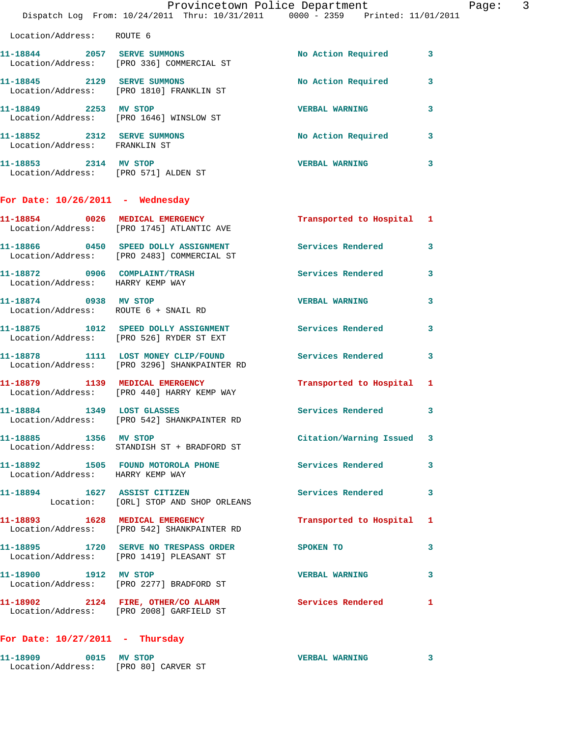Location/Address: ROUTE 6

| Call # | Time | Call Type | Disposition | Priority |
|---|---|---|---|---|
| 11-18844 | 2057 | SERVE SUMMONS | No Action Required | 3 |
| | | Location/Address: [PRO 336] COMMERCIAL ST | | |
| 11-18845 | 2129 | SERVE SUMMONS | No Action Required | 3 |
| | | Location/Address: [PRO 1810] FRANKLIN ST | | |
| 11-18849 | 2253 | MV STOP | VERBAL WARNING | 3 |
| | | Location/Address: [PRO 1646] WINSLOW ST | | |
| 11-18852 | 2312 | SERVE SUMMONS | No Action Required | 3 |
| | | Location/Address: FRANKLIN ST | | |
| 11-18853 | 2314 | MV STOP | VERBAL WARNING | 3 |
| | | Location/Address: [PRO 571] ALDEN ST | | |

## For Date: 10/26/2011 - Wednesday

| Call # | Time | Call Type | Disposition | Priority |
|---|---|---|---|---|
| 11-18854 | 0026 | MEDICAL EMERGENCY | Transported to Hospital | 1 |
| | | Location/Address: [PRO 1745] ATLANTIC AVE | | |
| 11-18866 | 0450 | SPEED DOLLY ASSIGNMENT | Services Rendered | 3 |
| | | Location/Address: [PRO 2483] COMMERCIAL ST | | |
| 11-18872 | 0906 | COMPLAINT/TRASH | Services Rendered | 3 |
| | | Location/Address: HARRY KEMP WAY | | |
| 11-18874 | 0938 | MV STOP | VERBAL WARNING | 3 |
| | | Location/Address: ROUTE 6 + SNAIL RD | | |
| 11-18875 | 1012 | SPEED DOLLY ASSIGNMENT | Services Rendered | 3 |
| | | Location/Address: [PRO 526] RYDER ST EXT | | |
| 11-18878 | 1111 | LOST MONEY CLIP/FOUND | Services Rendered | 3 |
| | | Location/Address: [PRO 3296] SHANKPAINTER RD | | |
| 11-18879 | 1139 | MEDICAL EMERGENCY | Transported to Hospital | 1 |
| | | Location/Address: [PRO 440] HARRY KEMP WAY | | |
| 11-18884 | 1349 | LOST GLASSES | Services Rendered | 3 |
| | | Location/Address: [PRO 542] SHANKPAINTER RD | | |
| 11-18885 | 1356 | MV STOP | Citation/Warning Issued | 3 |
| | | Location/Address: STANDISH ST + BRADFORD ST | | |
| 11-18892 | 1505 | FOUND MOTOROLA PHONE | Services Rendered | 3 |
| | | Location/Address: HARRY KEMP WAY | | |
| 11-18894 | 1627 | ASSIST CITIZEN | Services Rendered | 3 |
| | | Location: [ORL] STOP AND SHOP ORLEANS | | |
| 11-18893 | 1628 | MEDICAL EMERGENCY | Transported to Hospital | 1 |
| | | Location/Address: [PRO 542] SHANKPAINTER RD | | |
| 11-18895 | 1720 | SERVE NO TRESPASS ORDER | SPOKEN TO | 3 |
| | | Location/Address: [PRO 1419] PLEASANT ST | | |
| 11-18900 | 1912 | MV STOP | VERBAL WARNING | 3 |
| | | Location/Address: [PRO 2277] BRADFORD ST | | |
| 11-18902 | 2124 | FIRE, OTHER/CO ALARM | Services Rendered | 1 |
| | | Location/Address: [PRO 2008] GARFIELD ST | | |

## For Date: 10/27/2011 - Thursday

| Call # | Time | Call Type | Disposition | Priority |
|---|---|---|---|---|
| 11-18909 | 0015 | MV STOP | VERBAL WARNING | 3 |
| | | Location/Address: [PRO 80] CARVER ST | | |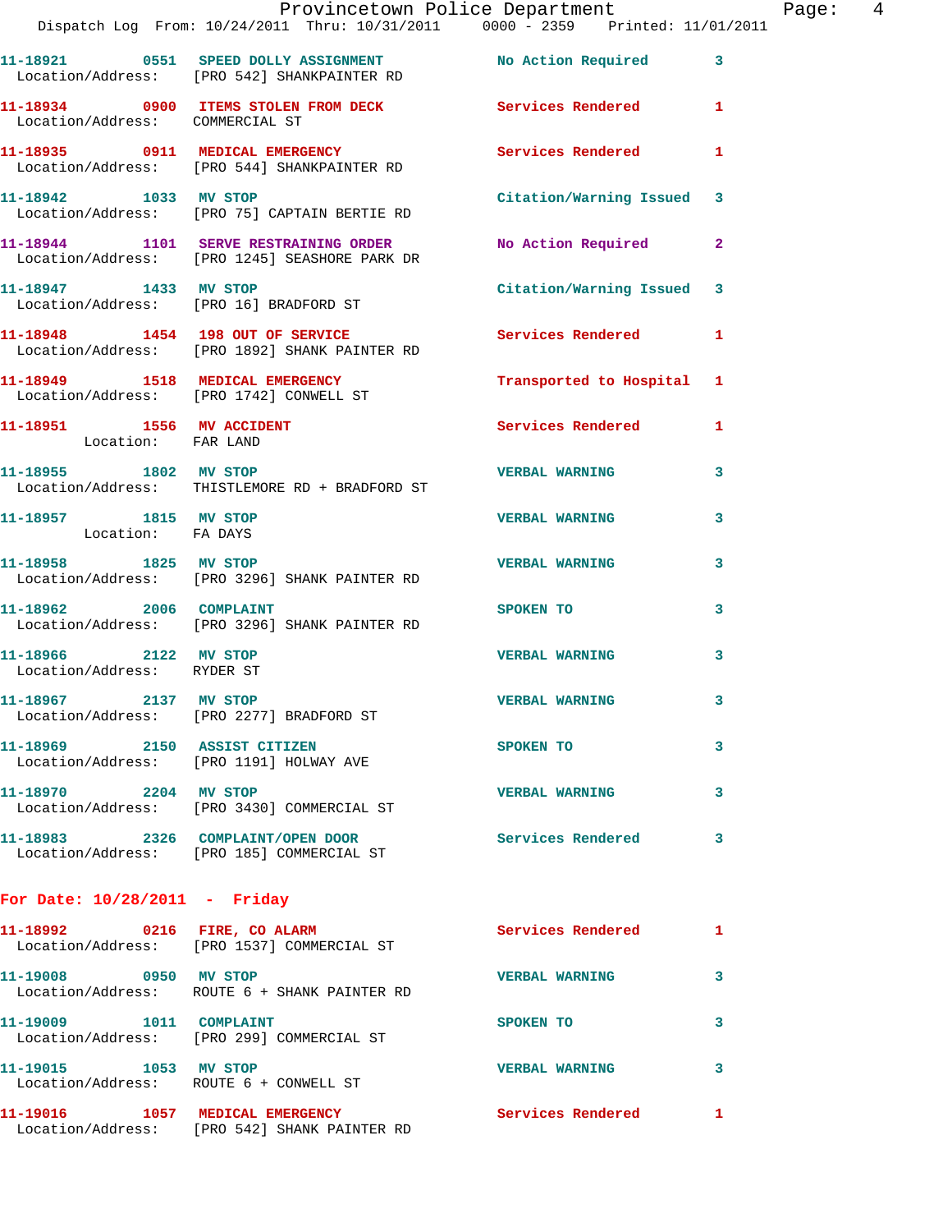11-18921 0551 SPEED DOLLY ASSIGNMENT No Action Required 3
Location/Address: [PRO 542] SHANKPAINTER RD

11-18934 0900 ITEMS STOLEN FROM DECK Services Rendered 1
Location/Address: COMMERCIAL ST

11-18935 0911 MEDICAL EMERGENCY Services Rendered 1
Location/Address: [PRO 544] SHANKPAINTER RD

11-18942 1033 MV STOP Citation/Warning Issued 3
Location/Address: [PRO 75] CAPTAIN BERTIE RD

11-18944 1101 SERVE RESTRAINING ORDER No Action Required 2
Location/Address: [PRO 1245] SEASHORE PARK DR

11-18947 1433 MV STOP Citation/Warning Issued 3
Location/Address: [PRO 16] BRADFORD ST

11-18948 1454 198 OUT OF SERVICE Services Rendered 1
Location/Address: [PRO 1892] SHANK PAINTER RD

11-18949 1518 MEDICAL EMERGENCY Transported to Hospital 1
Location/Address: [PRO 1742] CONWELL ST

11-18951 1556 MV ACCIDENT Services Rendered 1
Location: FAR LAND

11-18955 1802 MV STOP VERBAL WARNING 3
Location/Address: THISTLEMORE RD + BRADFORD ST

11-18957 1815 MV STOP VERBAL WARNING 3
Location: FA DAYS

11-18958 1825 MV STOP VERBAL WARNING 3
Location/Address: [PRO 3296] SHANK PAINTER RD

11-18962 2006 COMPLAINT SPOKEN TO 3
Location/Address: [PRO 3296] SHANK PAINTER RD

11-18966 2122 MV STOP VERBAL WARNING 3
Location/Address: RYDER ST

11-18967 2137 MV STOP VERBAL WARNING 3
Location/Address: [PRO 2277] BRADFORD ST

11-18969 2150 ASSIST CITIZEN SPOKEN TO 3
Location/Address: [PRO 1191] HOLWAY AVE

11-18970 2204 MV STOP VERBAL WARNING 3
Location/Address: [PRO 3430] COMMERCIAL ST

11-18983 2326 COMPLAINT/OPEN DOOR Services Rendered 3
Location/Address: [PRO 185] COMMERCIAL ST

## For Date: 10/28/2011 - Friday

11-18992 0216 FIRE, CO ALARM Services Rendered 1
Location/Address: [PRO 1537] COMMERCIAL ST

11-19008 0950 MV STOP VERBAL WARNING 3
Location/Address: ROUTE 6 + SHANK PAINTER RD

11-19009 1011 COMPLAINT SPOKEN TO 3
Location/Address: [PRO 299] COMMERCIAL ST

11-19015 1053 MV STOP VERBAL WARNING 3
Location/Address: ROUTE 6 + CONWELL ST

11-19016 1057 MEDICAL EMERGENCY Services Rendered 1
Location/Address: [PRO 542] SHANK PAINTER RD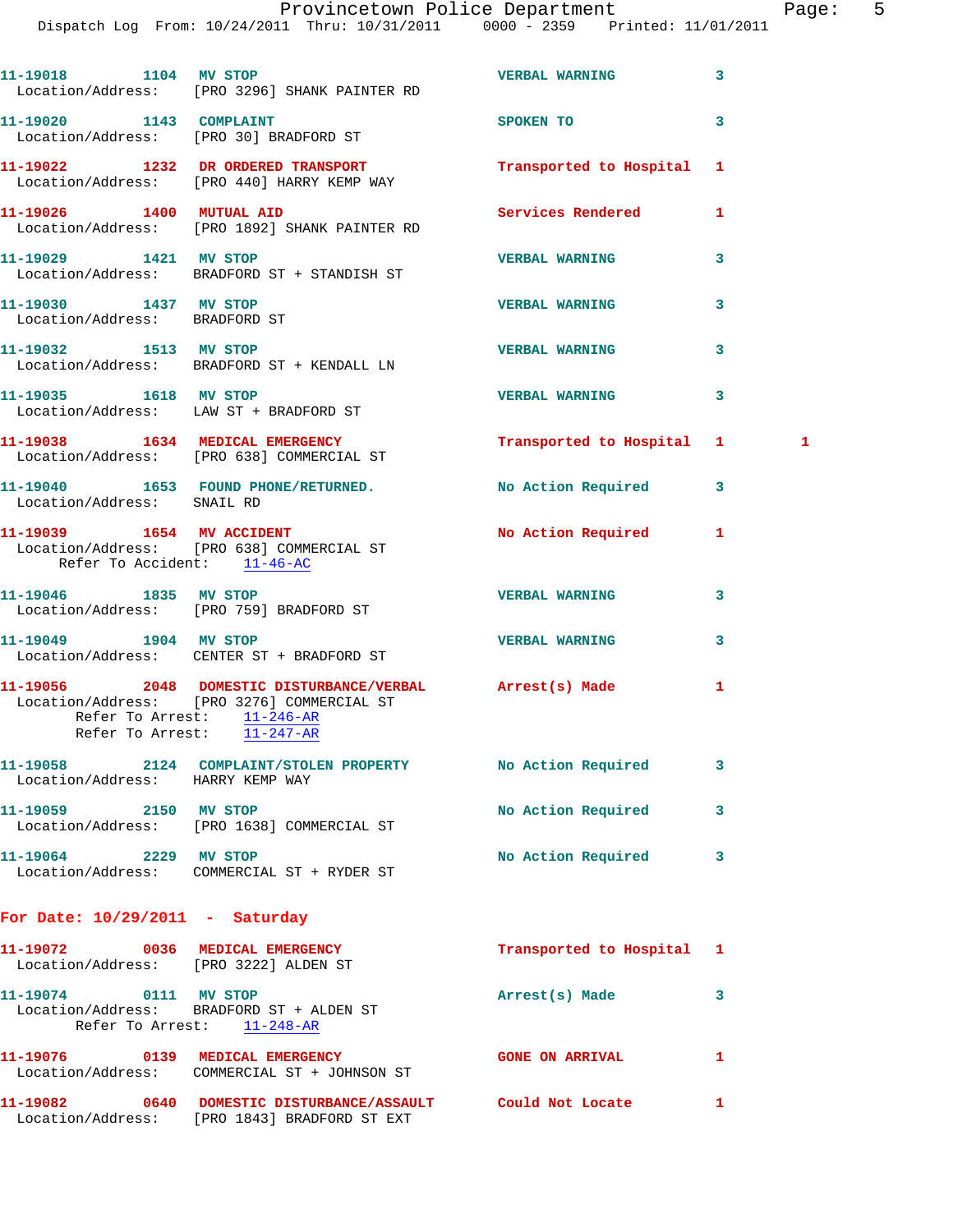11-19018 1104 MV STOP VERBAL WARNING 3
Location/Address: [PRO 3296] SHANK PAINTER RD

11-19020 1143 COMPLAINT SPOKEN TO 3
Location/Address: [PRO 30] BRADFORD ST

11-19022 1232 DR ORDERED TRANSPORT Transported to Hospital 1
Location/Address: [PRO 440] HARRY KEMP WAY

11-19026 1400 MUTUAL AID Services Rendered 1
Location/Address: [PRO 1892] SHANK PAINTER RD

11-19029 1421 MV STOP VERBAL WARNING 3
Location/Address: BRADFORD ST + STANDISH ST

11-19030 1437 MV STOP VERBAL WARNING 3
Location/Address: BRADFORD ST

11-19032 1513 MV STOP VERBAL WARNING 3
Location/Address: BRADFORD ST + KENDALL LN

11-19035 1618 MV STOP VERBAL WARNING 3
Location/Address: LAW ST + BRADFORD ST

11-19038 1634 MEDICAL EMERGENCY Transported to Hospital 1 1
Location/Address: [PRO 638] COMMERCIAL ST

11-19040 1653 FOUND PHONE/RETURNED. No Action Required 3
Location/Address: SNAIL RD

11-19039 1654 MV ACCIDENT No Action Required 1
Location/Address: [PRO 638] COMMERCIAL ST
Refer To Accident: 11-46-AC

11-19046 1835 MV STOP VERBAL WARNING 3
Location/Address: [PRO 759] BRADFORD ST

11-19049 1904 MV STOP VERBAL WARNING 3
Location/Address: CENTER ST + BRADFORD ST

11-19056 2048 DOMESTIC DISTURBANCE/VERBAL Arrest(s) Made 1
Location/Address: [PRO 3276] COMMERCIAL ST
Refer To Arrest: 11-246-AR
Refer To Arrest: 11-247-AR

11-19058 2124 COMPLAINT/STOLEN PROPERTY No Action Required 3
Location/Address: HARRY KEMP WAY

11-19059 2150 MV STOP No Action Required 3
Location/Address: [PRO 1638] COMMERCIAL ST

11-19064 2229 MV STOP No Action Required 3
Location/Address: COMMERCIAL ST + RYDER ST

## For Date: 10/29/2011 - Saturday

11-19072 0036 MEDICAL EMERGENCY Transported to Hospital 1
Location/Address: [PRO 3222] ALDEN ST

11-19074 0111 MV STOP Arrest(s) Made 3
Location/Address: BRADFORD ST + ALDEN ST
Refer To Arrest: 11-248-AR

11-19076 0139 MEDICAL EMERGENCY GONE ON ARRIVAL 1
Location/Address: COMMERCIAL ST + JOHNSON ST

11-19082 0640 DOMESTIC DISTURBANCE/ASSAULT Could Not Locate 1
Location/Address: [PRO 1843] BRADFORD ST EXT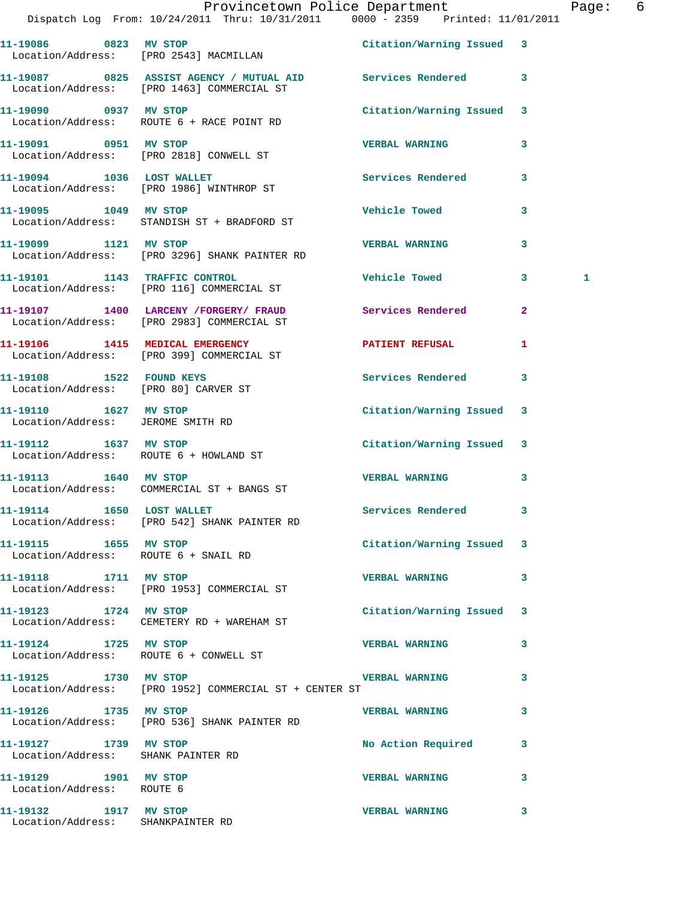11-19086 0823 MV STOP Citation/Warning Issued 3
Location/Address: [PRO 2543] MACMILLAN

11-19087 0825 ASSIST AGENCY / MUTUAL AID Services Rendered 3
Location/Address: [PRO 1463] COMMERCIAL ST

11-19090 0937 MV STOP Citation/Warning Issued 3
Location/Address: ROUTE 6 + RACE POINT RD

11-19091 0951 MV STOP VERBAL WARNING 3
Location/Address: [PRO 2818] CONWELL ST

11-19094 1036 LOST WALLET Services Rendered 3
Location/Address: [PRO 1986] WINTHROP ST

11-19095 1049 MV STOP Vehicle Towed 3
Location/Address: STANDISH ST + BRADFORD ST

11-19099 1121 MV STOP VERBAL WARNING 3
Location/Address: [PRO 3296] SHANK PAINTER RD

11-19101 1143 TRAFFIC CONTROL Vehicle Towed 3 1
Location/Address: [PRO 116] COMMERCIAL ST

11-19107 1400 LARCENY /FORGERY/ FRAUD Services Rendered 2
Location/Address: [PRO 2983] COMMERCIAL ST

11-19106 1415 MEDICAL EMERGENCY PATIENT REFUSAL 1
Location/Address: [PRO 399] COMMERCIAL ST

11-19108 1522 FOUND KEYS Services Rendered 3
Location/Address: [PRO 80] CARVER ST

11-19110 1627 MV STOP Citation/Warning Issued 3
Location/Address: JEROME SMITH RD

11-19112 1637 MV STOP Citation/Warning Issued 3
Location/Address: ROUTE 6 + HOWLAND ST

11-19113 1640 MV STOP VERBAL WARNING 3
Location/Address: COMMERCIAL ST + BANGS ST

11-19114 1650 LOST WALLET Services Rendered 3
Location/Address: [PRO 542] SHANK PAINTER RD

11-19115 1655 MV STOP Citation/Warning Issued 3
Location/Address: ROUTE 6 + SNAIL RD

11-19118 1711 MV STOP VERBAL WARNING 3
Location/Address: [PRO 1953] COMMERCIAL ST

11-19123 1724 MV STOP Citation/Warning Issued 3
Location/Address: CEMETERY RD + WAREHAM ST

11-19124 1725 MV STOP VERBAL WARNING 3
Location/Address: ROUTE 6 + CONWELL ST

11-19125 1730 MV STOP VERBAL WARNING 3
Location/Address: [PRO 1952] COMMERCIAL ST + CENTER ST

11-19126 1735 MV STOP VERBAL WARNING 3
Location/Address: [PRO 536] SHANK PAINTER RD

11-19127 1739 MV STOP No Action Required 3
Location/Address: SHANK PAINTER RD

11-19129 1901 MV STOP VERBAL WARNING 3
Location/Address: ROUTE 6

11-19132 1917 MV STOP VERBAL WARNING 3
Location/Address: SHANKPAINTER RD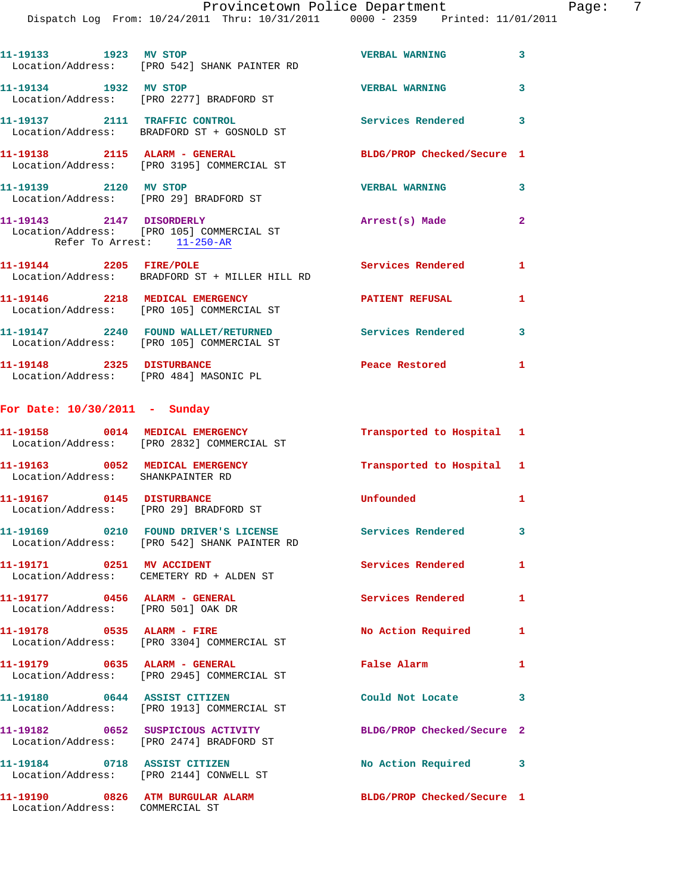11-19133 1923 MV STOP VERBAL WARNING 3
Location/Address: [PRO 542] SHANK PAINTER RD

11-19134 1932 MV STOP VERBAL WARNING 3
Location/Address: [PRO 2277] BRADFORD ST

11-19137 2111 TRAFFIC CONTROL Services Rendered 3
Location/Address: BRADFORD ST + GOSNOLD ST

11-19138 2115 ALARM - GENERAL BLDG/PROP Checked/Secure 1
Location/Address: [PRO 3195] COMMERCIAL ST

11-19139 2120 MV STOP VERBAL WARNING 3
Location/Address: [PRO 29] BRADFORD ST

11-19143 2147 DISORDERLY Arrest(s) Made 2
Location/Address: [PRO 105] COMMERCIAL ST
Refer To Arrest: 11-250-AR

11-19144 2205 FIRE/POLE Services Rendered 1
Location/Address: BRADFORD ST + MILLER HILL RD

11-19146 2218 MEDICAL EMERGENCY PATIENT REFUSAL 1
Location/Address: [PRO 105] COMMERCIAL ST

11-19147 2240 FOUND WALLET/RETURNED Services Rendered 3
Location/Address: [PRO 105] COMMERCIAL ST

11-19148 2325 DISTURBANCE Peace Restored 1
Location/Address: [PRO 484] MASONIC PL

## For Date: 10/30/2011 - Sunday

11-19158 0014 MEDICAL EMERGENCY Transported to Hospital 1
Location/Address: [PRO 2832] COMMERCIAL ST

11-19163 0052 MEDICAL EMERGENCY Transported to Hospital 1
Location/Address: SHANKPAINTER RD

11-19167 0145 DISTURBANCE Unfounded 1
Location/Address: [PRO 29] BRADFORD ST

11-19169 0210 FOUND DRIVER'S LICENSE Services Rendered 3
Location/Address: [PRO 542] SHANK PAINTER RD

11-19171 0251 MV ACCIDENT Services Rendered 1
Location/Address: CEMETERY RD + ALDEN ST

11-19177 0456 ALARM - GENERAL Services Rendered 1
Location/Address: [PRO 501] OAK DR

11-19178 0535 ALARM - FIRE No Action Required 1
Location/Address: [PRO 3304] COMMERCIAL ST

11-19179 0635 ALARM - GENERAL False Alarm 1
Location/Address: [PRO 2945] COMMERCIAL ST

11-19180 0644 ASSIST CITIZEN Could Not Locate 3
Location/Address: [PRO 1913] COMMERCIAL ST

11-19182 0652 SUSPICIOUS ACTIVITY BLDG/PROP Checked/Secure 2
Location/Address: [PRO 2474] BRADFORD ST

11-19184 0718 ASSIST CITIZEN No Action Required 3
Location/Address: [PRO 2144] CONWELL ST

11-19190 0826 ATM BURGULAR ALARM BLDG/PROP Checked/Secure 1
Location/Address: COMMERCIAL ST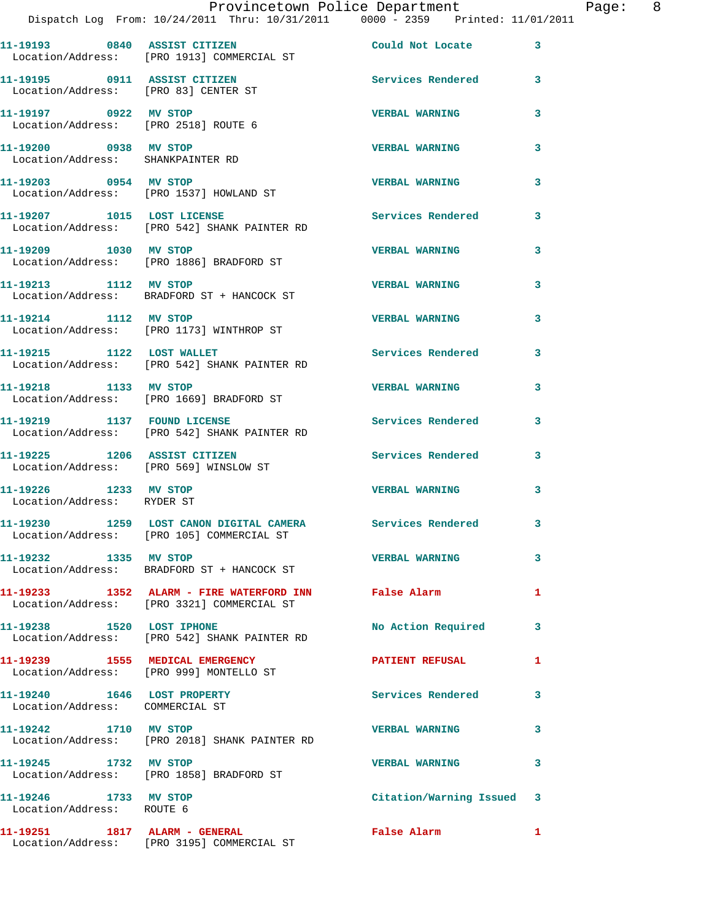| Call # | Time | Call Type | Disposition | Priority |
|---|---|---|---|---|
| 11-19193 | 0840 | ASSIST CITIZEN | Could Not Locate | 3 |
| Location/Address: | | [PRO 1913] COMMERCIAL ST | | |
| 11-19195 | 0911 | ASSIST CITIZEN | Services Rendered | 3 |
| Location/Address: | | [PRO 83] CENTER ST | | |
| 11-19197 | 0922 | MV STOP | VERBAL WARNING | 3 |
| Location/Address: | | [PRO 2518] ROUTE 6 | | |
| 11-19200 | 0938 | MV STOP | VERBAL WARNING | 3 |
| Location/Address: | | SHANKPAINTER RD | | |
| 11-19203 | 0954 | MV STOP | VERBAL WARNING | 3 |
| Location/Address: | | [PRO 1537] HOWLAND ST | | |
| 11-19207 | 1015 | LOST LICENSE | Services Rendered | 3 |
| Location/Address: | | [PRO 542] SHANK PAINTER RD | | |
| 11-19209 | 1030 | MV STOP | VERBAL WARNING | 3 |
| Location/Address: | | [PRO 1886] BRADFORD ST | | |
| 11-19213 | 1112 | MV STOP | VERBAL WARNING | 3 |
| Location/Address: | | BRADFORD ST + HANCOCK ST | | |
| 11-19214 | 1112 | MV STOP | VERBAL WARNING | 3 |
| Location/Address: | | [PRO 1173] WINTHROP ST | | |
| 11-19215 | 1122 | LOST WALLET | Services Rendered | 3 |
| Location/Address: | | [PRO 542] SHANK PAINTER RD | | |
| 11-19218 | 1133 | MV STOP | VERBAL WARNING | 3 |
| Location/Address: | | [PRO 1669] BRADFORD ST | | |
| 11-19219 | 1137 | FOUND LICENSE | Services Rendered | 3 |
| Location/Address: | | [PRO 542] SHANK PAINTER RD | | |
| 11-19225 | 1206 | ASSIST CITIZEN | Services Rendered | 3 |
| Location/Address: | | [PRO 569] WINSLOW ST | | |
| 11-19226 | 1233 | MV STOP | VERBAL WARNING | 3 |
| Location/Address: | | RYDER ST | | |
| 11-19230 | 1259 | LOST CANON DIGITAL CAMERA | Services Rendered | 3 |
| Location/Address: | | [PRO 105] COMMERCIAL ST | | |
| 11-19232 | 1335 | MV STOP | VERBAL WARNING | 3 |
| Location/Address: | | BRADFORD ST + HANCOCK ST | | |
| 11-19233 | 1352 | ALARM - FIRE WATERFORD INN | False Alarm | 1 |
| Location/Address: | | [PRO 3321] COMMERCIAL ST | | |
| 11-19238 | 1520 | LOST IPHONE | No Action Required | 3 |
| Location/Address: | | [PRO 542] SHANK PAINTER RD | | |
| 11-19239 | 1555 | MEDICAL EMERGENCY | PATIENT REFUSAL | 1 |
| Location/Address: | | [PRO 999] MONTELLO ST | | |
| 11-19240 | 1646 | LOST PROPERTY | Services Rendered | 3 |
| Location/Address: | | COMMERCIAL ST | | |
| 11-19242 | 1710 | MV STOP | VERBAL WARNING | 3 |
| Location/Address: | | [PRO 2018] SHANK PAINTER RD | | |
| 11-19245 | 1732 | MV STOP | VERBAL WARNING | 3 |
| Location/Address: | | [PRO 1858] BRADFORD ST | | |
| 11-19246 | 1733 | MV STOP | Citation/Warning Issued | 3 |
| Location/Address: | | ROUTE 6 | | |
| 11-19251 | 1817 | ALARM - GENERAL | False Alarm | 1 |
| Location/Address: | | [PRO 3195] COMMERCIAL ST | | |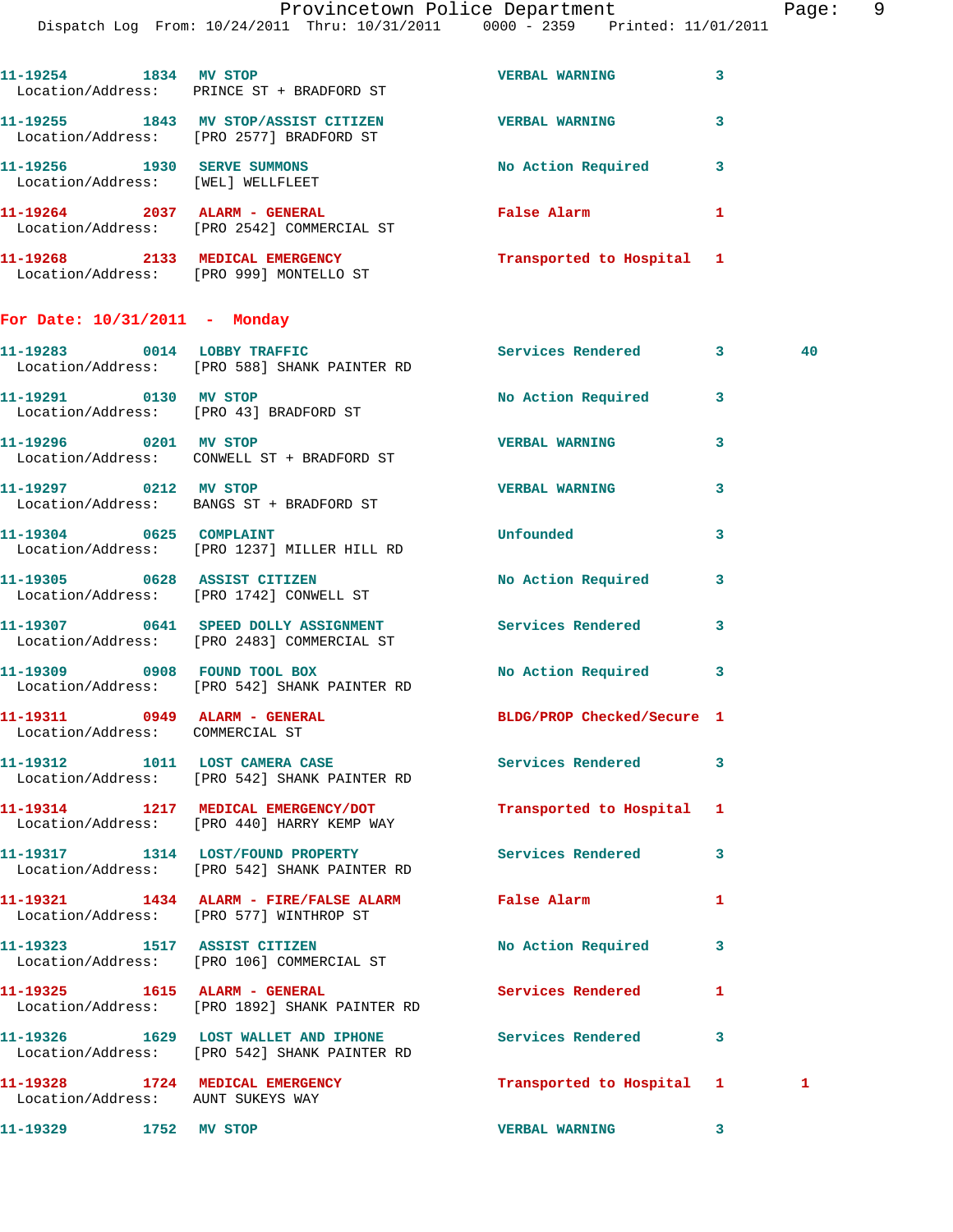11-19254 1834 MV STOP VERBAL WARNING 3
Location/Address: PRINCE ST + BRADFORD ST

11-19255 1843 MV STOP/ASSIST CITIZEN VERBAL WARNING 3
Location/Address: [PRO 2577] BRADFORD ST

11-19256 1930 SERVE SUMMONS No Action Required 3
Location/Address: [WEL] WELLFLEET

11-19264 2037 ALARM - GENERAL False Alarm 1
Location/Address: [PRO 2542] COMMERCIAL ST

11-19268 2133 MEDICAL EMERGENCY Transported to Hospital 1
Location/Address: [PRO 999] MONTELLO ST

## For Date: 10/31/2011 - Monday

11-19283 0014 LOBBY TRAFFIC Services Rendered 3 40
Location/Address: [PRO 588] SHANK PAINTER RD

11-19291 0130 MV STOP No Action Required 3
Location/Address: [PRO 43] BRADFORD ST

11-19296 0201 MV STOP VERBAL WARNING 3
Location/Address: CONWELL ST + BRADFORD ST

11-19297 0212 MV STOP VERBAL WARNING 3
Location/Address: BANGS ST + BRADFORD ST

11-19304 0625 COMPLAINT Unfounded 3
Location/Address: [PRO 1237] MILLER HILL RD

11-19305 0628 ASSIST CITIZEN No Action Required 3
Location/Address: [PRO 1742] CONWELL ST

11-19307 0641 SPEED DOLLY ASSIGNMENT Services Rendered 3
Location/Address: [PRO 2483] COMMERCIAL ST

11-19309 0908 FOUND TOOL BOX No Action Required 3
Location/Address: [PRO 542] SHANK PAINTER RD

11-19311 0949 ALARM - GENERAL BLDG/PROP Checked/Secure 1
Location/Address: COMMERCIAL ST

11-19312 1011 LOST CAMERA CASE Services Rendered 3
Location/Address: [PRO 542] SHANK PAINTER RD

11-19314 1217 MEDICAL EMERGENCY/DOT Transported to Hospital 1
Location/Address: [PRO 440] HARRY KEMP WAY

11-19317 1314 LOST/FOUND PROPERTY Services Rendered 3
Location/Address: [PRO 542] SHANK PAINTER RD

11-19321 1434 ALARM - FIRE/FALSE ALARM False Alarm 1
Location/Address: [PRO 577] WINTHROP ST

11-19323 1517 ASSIST CITIZEN No Action Required 3
Location/Address: [PRO 106] COMMERCIAL ST

11-19325 1615 ALARM - GENERAL Services Rendered 1
Location/Address: [PRO 1892] SHANK PAINTER RD

11-19326 1629 LOST WALLET AND IPHONE Services Rendered 3
Location/Address: [PRO 542] SHANK PAINTER RD

11-19328 1724 MEDICAL EMERGENCY Transported to Hospital 1 1
Location/Address: AUNT SUKEYS WAY

11-19329 1752 MV STOP VERBAL WARNING 3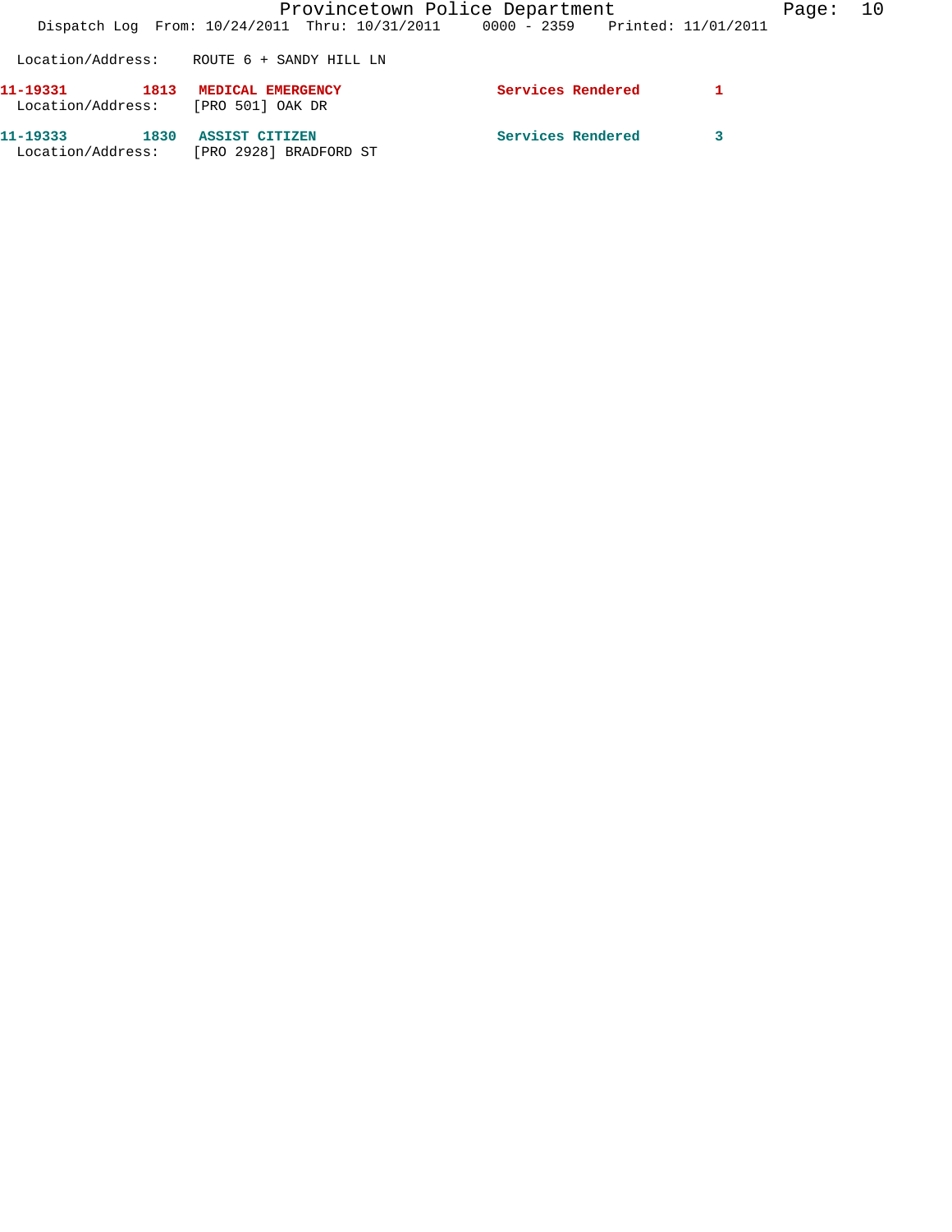Location/Address: ROUTE 6 + SANDY HILL LN

**11-19331 1813 MEDICAL EMERGENCY Services Rendered 1**
Location/Address: [PRO 501] OAK DR

**11-19333 1830 ASSIST CITIZEN Services Rendered 3**
Location/Address: [PRO 2928] BRADFORD ST